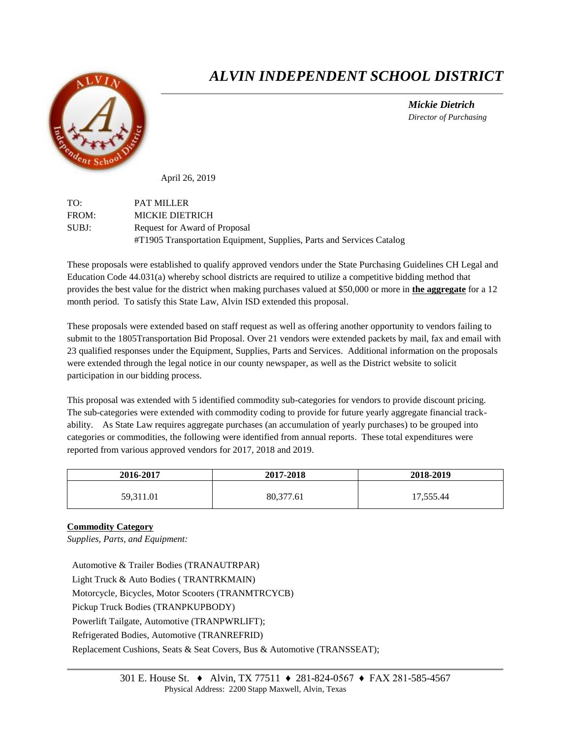// # ALVIN INDEPENDENT SCHOOL DISTRICT

***Mickie Dietrich***
*Director of Purchasing*

April 26, 2019

TO: PAT MILLER
FROM: MICKIE DIETRICH
SUBJ: Request for Award of Proposal
#T1905 Transportation Equipment, Supplies, Parts and Services Catalog

These proposals were established to qualify approved vendors under the State Purchasing Guidelines CH Legal and Education Code 44.031(a) whereby school districts are required to utilize a competitive bidding method that provides the best value for the district when making purchases valued at $50,000 or more in **the aggregate** for a 12 month period. To satisfy this State Law, Alvin ISD extended this proposal.

These proposals were extended based on staff request as well as offering another opportunity to vendors failing to submit to the 1805Transportation Bid Proposal. Over 21 vendors were extended packets by mail, fax and email with 23 qualified responses under the Equipment, Supplies, Parts and Services. Additional information on the proposals were extended through the legal notice in our county newspaper, as well as the District website to solicit participation in our bidding process.

This proposal was extended with 5 identified commodity sub-categories for vendors to provide discount pricing. The sub-categories were extended with commodity coding to provide for future yearly aggregate financial track-ability. As State Law requires aggregate purchases (an accumulation of yearly purchases) to be grouped into categories or commodities, the following were identified from annual reports. These total expenditures were reported from various approved vendors for 2017, 2018 and 2019.

| 2016-2017 | 2017-2018 | 2018-2019 |
|---|---|---|
| 59,311.01 | 80,377.61 | 17,555.44 |

**Commodity Category**

*Supplies, Parts, and Equipment:*

Automotive & Trailer Bodies (TRANAUTRPAR)
Light Truck & Auto Bodies ( TRANTRKMAIN)
Motorcycle, Bicycles, Motor Scooters (TRANMTRCYCB)
Pickup Truck Bodies (TRANPKUPBODY)
Powerlift Tailgate, Automotive (TRANPWRLIFT);
Refrigerated Bodies, Automotive (TRANREFRID)
Replacement Cushions, Seats & Seat Covers, Bus & Automotive (TRANSSEAT);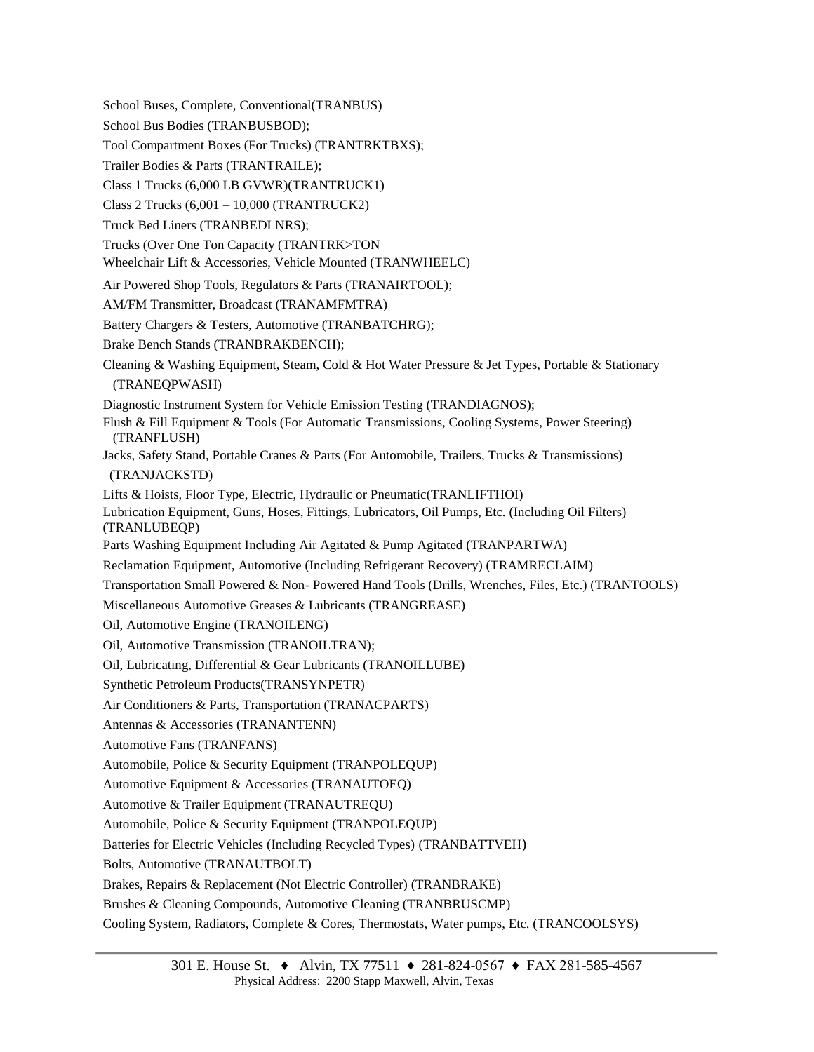School Buses, Complete, Conventional(TRANBUS)

School Bus Bodies (TRANBUSBOD);

Tool Compartment Boxes (For Trucks) (TRANTRKTBXS);

Trailer Bodies & Parts (TRANTRAILE);

Class 1 Trucks (6,000 LB GVWR)(TRANTRUCK1)

Class 2 Trucks (6,001 – 10,000 (TRANTRUCK2)

Truck Bed Liners (TRANBEDLNRS);

Trucks (Over One Ton Capacity (TRANTRK>TON

Wheelchair Lift & Accessories, Vehicle Mounted (TRANWHEELC)

Air Powered Shop Tools, Regulators & Parts (TRANAIRTOOL);

AM/FM Transmitter, Broadcast (TRANAMFMTRA)

Battery Chargers & Testers, Automotive (TRANBATCHRG);

Brake Bench Stands (TRANBRAKBENCH);

Cleaning & Washing Equipment, Steam, Cold & Hot Water Pressure & Jet Types, Portable & Stationary (TRANEQPWASH)

Diagnostic Instrument System for Vehicle Emission Testing (TRANDIAGNOS);

Flush & Fill Equipment & Tools (For Automatic Transmissions, Cooling Systems, Power Steering) (TRANFLUSH)

Jacks, Safety Stand, Portable Cranes & Parts (For Automobile, Trailers, Trucks & Transmissions) (TRANJACKSTD)

Lifts & Hoists, Floor Type, Electric, Hydraulic or Pneumatic(TRANLIFTHOI)

Lubrication Equipment, Guns, Hoses, Fittings, Lubricators, Oil Pumps, Etc. (Including Oil Filters) (TRANLUBEQP)

Parts Washing Equipment Including Air Agitated & Pump Agitated (TRANPARTWA)

Reclamation Equipment, Automotive (Including Refrigerant Recovery) (TRAMRECLAIM)

Transportation Small Powered & Non- Powered Hand Tools (Drills, Wrenches, Files, Etc.) (TRANTOOLS)

Miscellaneous Automotive Greases & Lubricants (TRANGREASE)

Oil, Automotive Engine (TRANOILENG)

Oil, Automotive Transmission (TRANOILTRAN);

Oil, Lubricating, Differential & Gear Lubricants (TRANOILLUBE)

Synthetic Petroleum Products(TRANSYNPETR)

Air Conditioners & Parts, Transportation (TRANACPARTS)

Antennas & Accessories (TRANANTENN)

Automotive Fans (TRANFANS)

Automobile, Police & Security Equipment (TRANPOLEQUP)

Automotive Equipment & Accessories (TRANAUTOEQ)

Automotive & Trailer Equipment (TRANAUTREQU)

Automobile, Police & Security Equipment (TRANPOLEQUP)

Batteries for Electric Vehicles (Including Recycled Types) (TRANBATTVEH)

Bolts, Automotive (TRANAUTBOLT)

Brakes, Repairs & Replacement (Not Electric Controller) (TRANBRAKE)

Brushes & Cleaning Compounds, Automotive Cleaning (TRANBRUSCMP)

Cooling System, Radiators, Complete & Cores, Thermostats, Water pumps, Etc. (TRANCOOLSYS)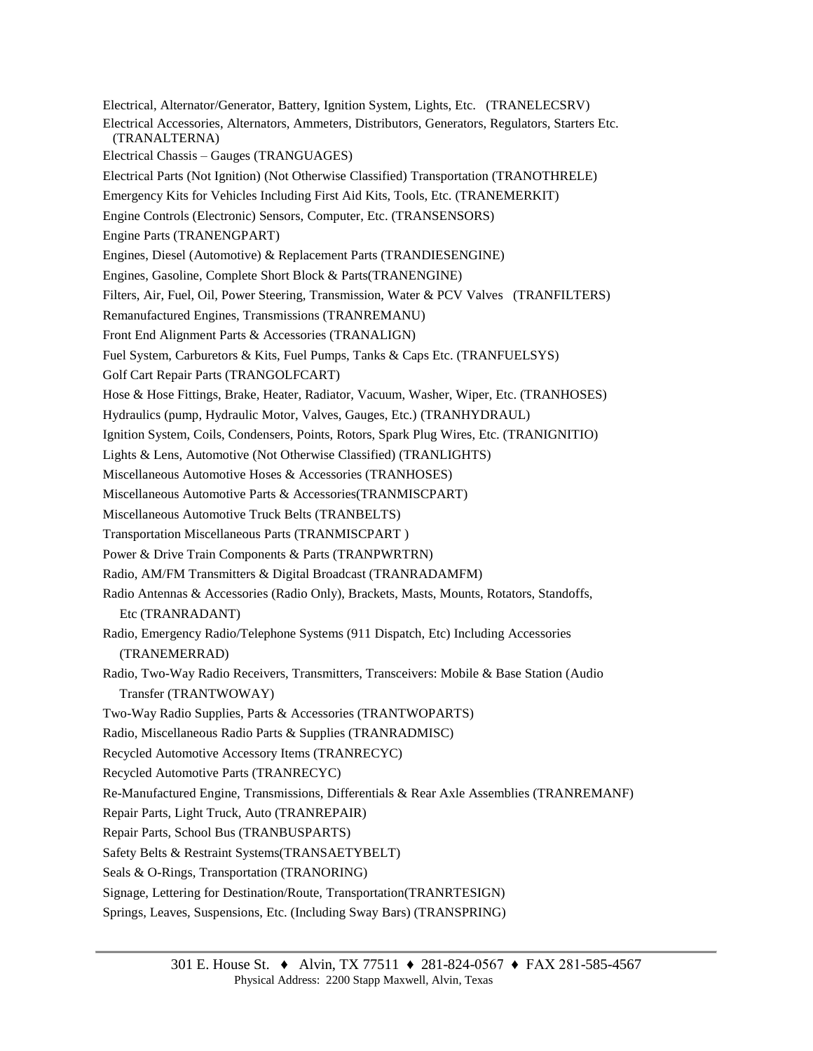Electrical, Alternator/Generator, Battery, Ignition System, Lights, Etc. (TRANELECSRV)

Electrical Accessories, Alternators, Ammeters, Distributors, Generators, Regulators, Starters Etc. (TRANALTERNA)

Electrical Chassis – Gauges (TRANGUAGES)

Electrical Parts (Not Ignition) (Not Otherwise Classified) Transportation (TRANOTHRELE)

Emergency Kits for Vehicles Including First Aid Kits, Tools, Etc. (TRANEMERKIT)

Engine Controls (Electronic) Sensors, Computer, Etc. (TRANSENSORS)

Engine Parts (TRANENGPART)

Engines, Diesel (Automotive) & Replacement Parts (TRANDIESENGINE)

Engines, Gasoline, Complete Short Block & Parts(TRANENGINE)

Filters, Air, Fuel, Oil, Power Steering, Transmission, Water & PCV Valves (TRANFILTERS)

Remanufactured Engines, Transmissions (TRANREMANU)

Front End Alignment Parts & Accessories (TRANALIGN)

Fuel System, Carburetors & Kits, Fuel Pumps, Tanks & Caps Etc. (TRANFUELSYS)

Golf Cart Repair Parts (TRANGOLFCART)

Hose & Hose Fittings, Brake, Heater, Radiator, Vacuum, Washer, Wiper, Etc. (TRANHOSES)

Hydraulics (pump, Hydraulic Motor, Valves, Gauges, Etc.) (TRANHYDRAUL)

Ignition System, Coils, Condensers, Points, Rotors, Spark Plug Wires, Etc. (TRANIGNITIO)

Lights & Lens, Automotive (Not Otherwise Classified) (TRANLIGHTS)

Miscellaneous Automotive Hoses & Accessories (TRANHOSES)

Miscellaneous Automotive Parts & Accessories(TRANMISCPART)

Miscellaneous Automotive Truck Belts (TRANBELTS)

Transportation Miscellaneous Parts (TRANMISCPART )

Power & Drive Train Components & Parts (TRANPWRTRN)

Radio, AM/FM Transmitters & Digital Broadcast (TRANRADAMFM)

Radio Antennas & Accessories (Radio Only), Brackets, Masts, Mounts, Rotators, Standoffs, Etc (TRANRADANT)

Radio, Emergency Radio/Telephone Systems (911 Dispatch, Etc) Including Accessories (TRANEMERRAD)

Radio, Two-Way Radio Receivers, Transmitters, Transceivers: Mobile & Base Station (Audio Transfer (TRANTWOWAY)

Two-Way Radio Supplies, Parts & Accessories (TRANTWOPARTS)

Radio, Miscellaneous Radio Parts & Supplies (TRANRADMISC)

Recycled Automotive Accessory Items (TRANRECYC)

Recycled Automotive Parts (TRANRECYC)

Re-Manufactured Engine, Transmissions, Differentials & Rear Axle Assemblies (TRANREMANF)

Repair Parts, Light Truck, Auto (TRANREPAIR)

Repair Parts, School Bus (TRANBUSPARTS)

Safety Belts & Restraint Systems(TRANSAETYBELT)

Seals & O-Rings, Transportation (TRANORING)

Signage, Lettering for Destination/Route, Transportation(TRANRTESIGN)

Springs, Leaves, Suspensions, Etc. (Including Sway Bars) (TRANSPRING)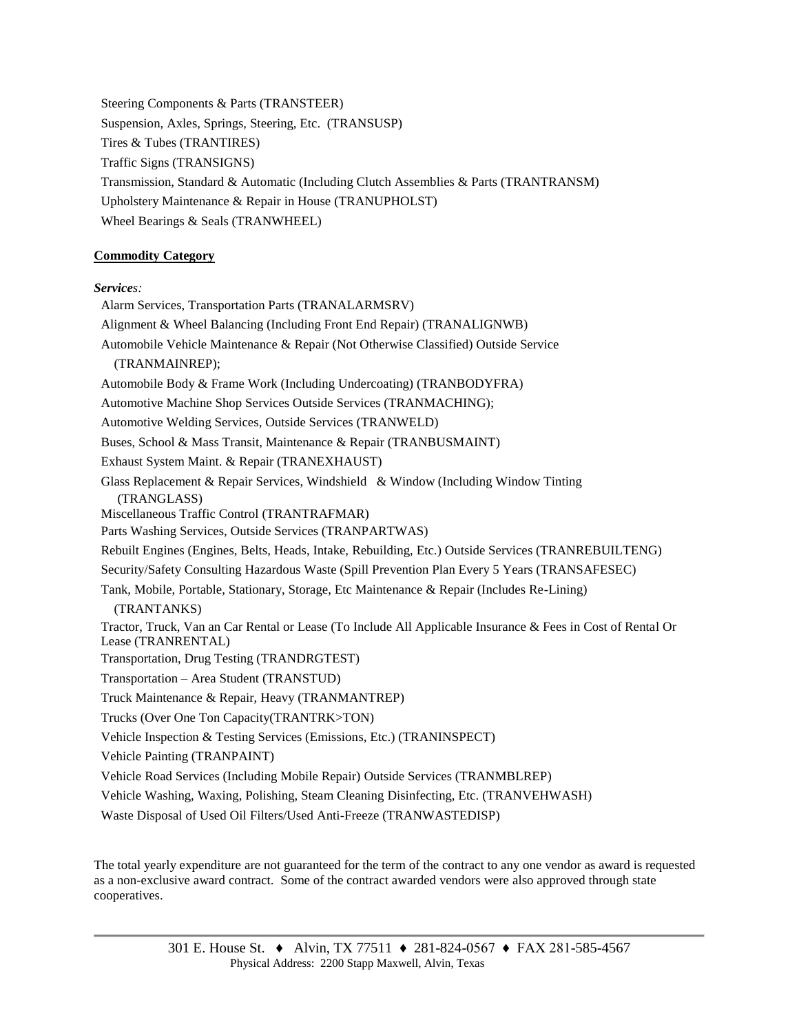Steering Components & Parts (TRANSTEER)

Suspension, Axles, Springs, Steering, Etc. (TRANSUSP)

Tires & Tubes (TRANTIRES)

Traffic Signs (TRANSIGNS)

Transmission, Standard & Automatic (Including Clutch Assemblies & Parts (TRANTRANSM)

Upholstery Maintenance & Repair in House (TRANUPHOLST)

Wheel Bearings & Seals (TRANWHEEL)

**Commodity Category**

***Services:***

Alarm Services, Transportation Parts (TRANALARMSRV)

Alignment & Wheel Balancing (Including Front End Repair) (TRANALIGNWB)

Automobile Vehicle Maintenance & Repair (Not Otherwise Classified) Outside Service (TRANMAINREP);

Automobile Body & Frame Work (Including Undercoating) (TRANBODYFRA)

Automotive Machine Shop Services Outside Services (TRANMACHING);

Automotive Welding Services, Outside Services (TRANWELD)

Buses, School & Mass Transit, Maintenance & Repair (TRANBUSMAINT)

Exhaust System Maint. & Repair (TRANEXHAUST)

Glass Replacement & Repair Services, Windshield & Window (Including Window Tinting (TRANGLASS)

Miscellaneous Traffic Control (TRANTRAFMAR)

Parts Washing Services, Outside Services (TRANPARTWAS)

Rebuilt Engines (Engines, Belts, Heads, Intake, Rebuilding, Etc.) Outside Services (TRANREBUILTENG)

Security/Safety Consulting Hazardous Waste (Spill Prevention Plan Every 5 Years (TRANSAFESEC)

Tank, Mobile, Portable, Stationary, Storage, Etc Maintenance & Repair (Includes Re-Lining) (TRANTANKS)

Tractor, Truck, Van an Car Rental or Lease (To Include All Applicable Insurance & Fees in Cost of Rental Or Lease (TRANRENTAL)

Transportation, Drug Testing (TRANDRGTEST)

Transportation – Area Student (TRANSTUD)

Truck Maintenance & Repair, Heavy (TRANMANTREP)

Trucks (Over One Ton Capacity(TRANTRK>TON)

Vehicle Inspection & Testing Services (Emissions, Etc.) (TRANINSPECT)

Vehicle Painting (TRANPAINT)

Vehicle Road Services (Including Mobile Repair) Outside Services (TRANMBLREP)

Vehicle Washing, Waxing, Polishing, Steam Cleaning Disinfecting, Etc. (TRANVEHWASH)

Waste Disposal of Used Oil Filters/Used Anti-Freeze (TRANWASTEDISP)

The total yearly expenditure are not guaranteed for the term of the contract to any one vendor as award is requested as a non-exclusive award contract. Some of the contract awarded vendors were also approved through state cooperatives.

301 E. House St. ♦ Alvin, TX 77511 ♦ 281-824-0567 ♦ FAX 281-585-4567
Physical Address: 2200 Stapp Maxwell, Alvin, Texas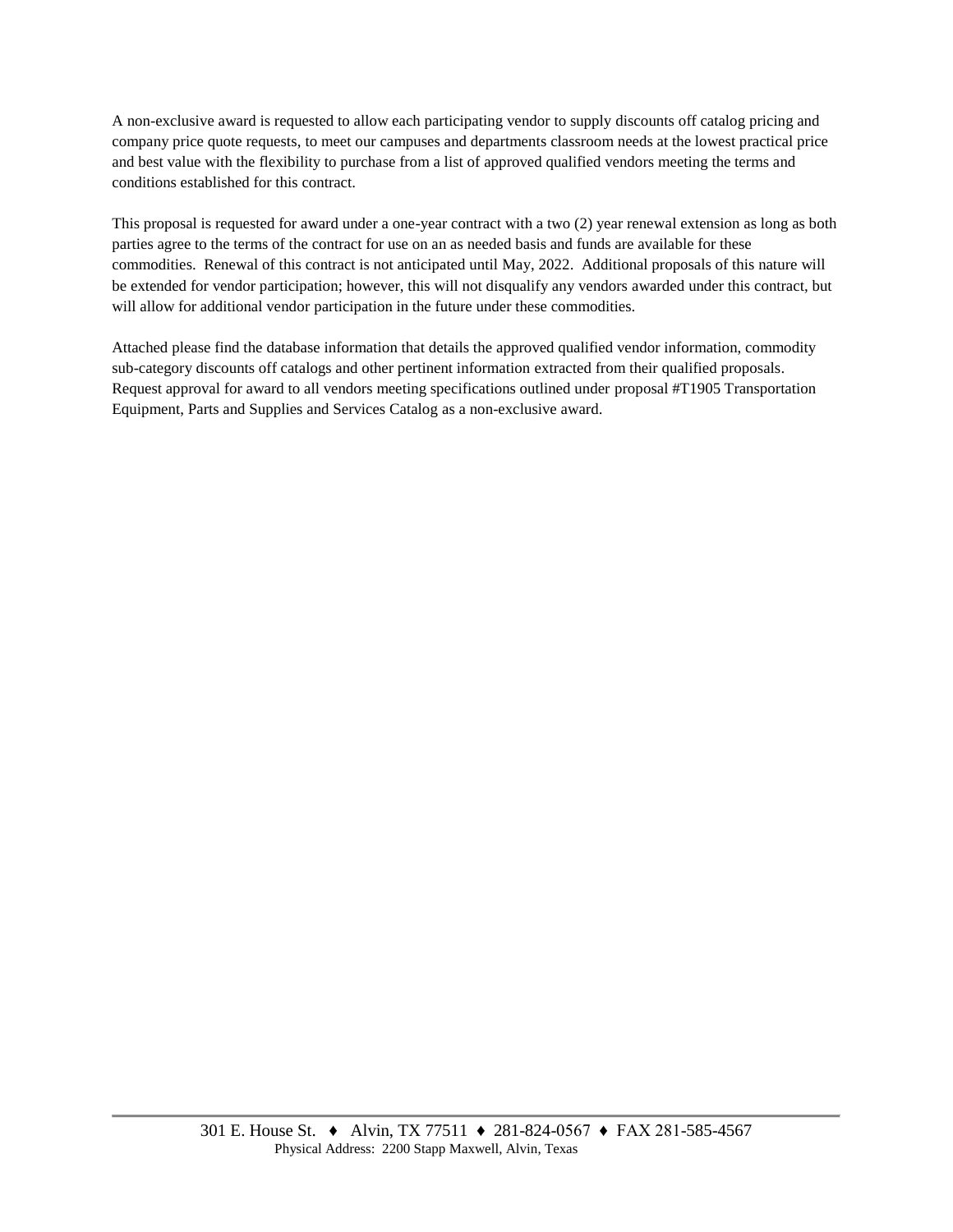A non-exclusive award is requested to allow each participating vendor to supply discounts off catalog pricing and company price quote requests, to meet our campuses and departments classroom needs at the lowest practical price and best value with the flexibility to purchase from a list of approved qualified vendors meeting the terms and conditions established for this contract.

This proposal is requested for award under a one-year contract with a two (2) year renewal extension as long as both parties agree to the terms of the contract for use on an as needed basis and funds are available for these commodities. Renewal of this contract is not anticipated until May, 2022. Additional proposals of this nature will be extended for vendor participation; however, this will not disqualify any vendors awarded under this contract, but will allow for additional vendor participation in the future under these commodities.

Attached please find the database information that details the approved qualified vendor information, commodity sub-category discounts off catalogs and other pertinent information extracted from their qualified proposals. Request approval for award to all vendors meeting specifications outlined under proposal #T1905 Transportation Equipment, Parts and Supplies and Services Catalog as a non-exclusive award.